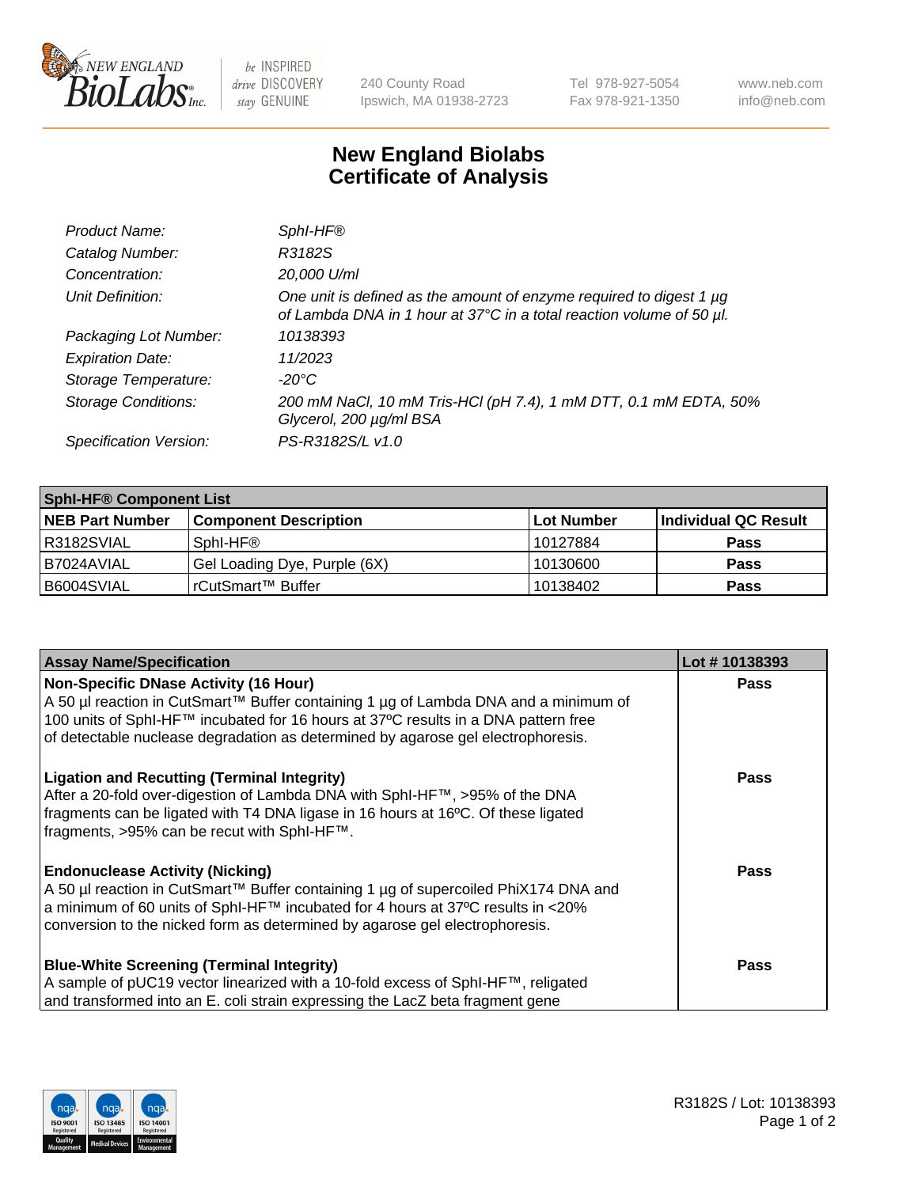240 County Road
Ipswich, MA 01938-2723

Tel 978-927-5054
Fax 978-921-1350

www.neb.com
info@neb.com

# New England Biolabs
# Certificate of Analysis

| | |
|---|---|
| *Product Name:* | *SphI-HF®* |
| *Catalog Number:* | *R3182S* |
| *Concentration:* | *20,000 U/ml* |
| *Unit Definition:* | *One unit is defined as the amount of enzyme required to digest 1 µg of Lambda DNA in 1 hour at 37°C in a total reaction volume of 50 µl.* |
| *Packaging Lot Number:* | *10138393* |
| *Expiration Date:* | *11/2023* |
| *Storage Temperature:* | *-20°C* |
| *Storage Conditions:* | *200 mM NaCl, 10 mM Tris-HCl (pH 7.4), 1 mM DTT, 0.1 mM EDTA, 50% Glycerol, 200 µg/ml BSA* |
| *Specification Version:* | *PS-R3182S/L v1.0* |

| SphI-HF® Component List | | | |
|---|---|---|---|
| **NEB Part Number** | **Component Description** | **Lot Number** | **Individual QC Result** |
| R3182SVIAL | SphI-HF® | 10127884 | **Pass** |
| B7024AVIAL | Gel Loading Dye, Purple (6X) | 10130600 | **Pass** |
| B6004SVIAL | rCutSmart™ Buffer | 10138402 | **Pass** |

| Assay Name/Specification | Lot # 10138393 |
|---|---|
| **Non-Specific DNase Activity (16 Hour)**<br>A 50 µl reaction in CutSmart™ Buffer containing 1 µg of Lambda DNA and a minimum of 100 units of SphI-HF™ incubated for 16 hours at 37ºC results in a DNA pattern free of detectable nuclease degradation as determined by agarose gel electrophoresis. | **Pass** |
| **Ligation and Recutting (Terminal Integrity)**<br>After a 20-fold over-digestion of Lambda DNA with SphI-HF™, >95% of the DNA fragments can be ligated with T4 DNA ligase in 16 hours at 16ºC. Of these ligated fragments, >95% can be recut with SphI-HF™. | **Pass** |
| **Endonuclease Activity (Nicking)**<br>A 50 µl reaction in CutSmart™ Buffer containing 1 µg of supercoiled PhiX174 DNA and a minimum of 60 units of SphI-HF™ incubated for 4 hours at 37ºC results in <20% conversion to the nicked form as determined by agarose gel electrophoresis. | **Pass** |
| **Blue-White Screening (Terminal Integrity)**<br>A sample of pUC19 vector linearized with a 10-fold excess of SphI-HF™, religated and transformed into an E. coli strain expressing the LacZ beta fragment gene | **Pass** |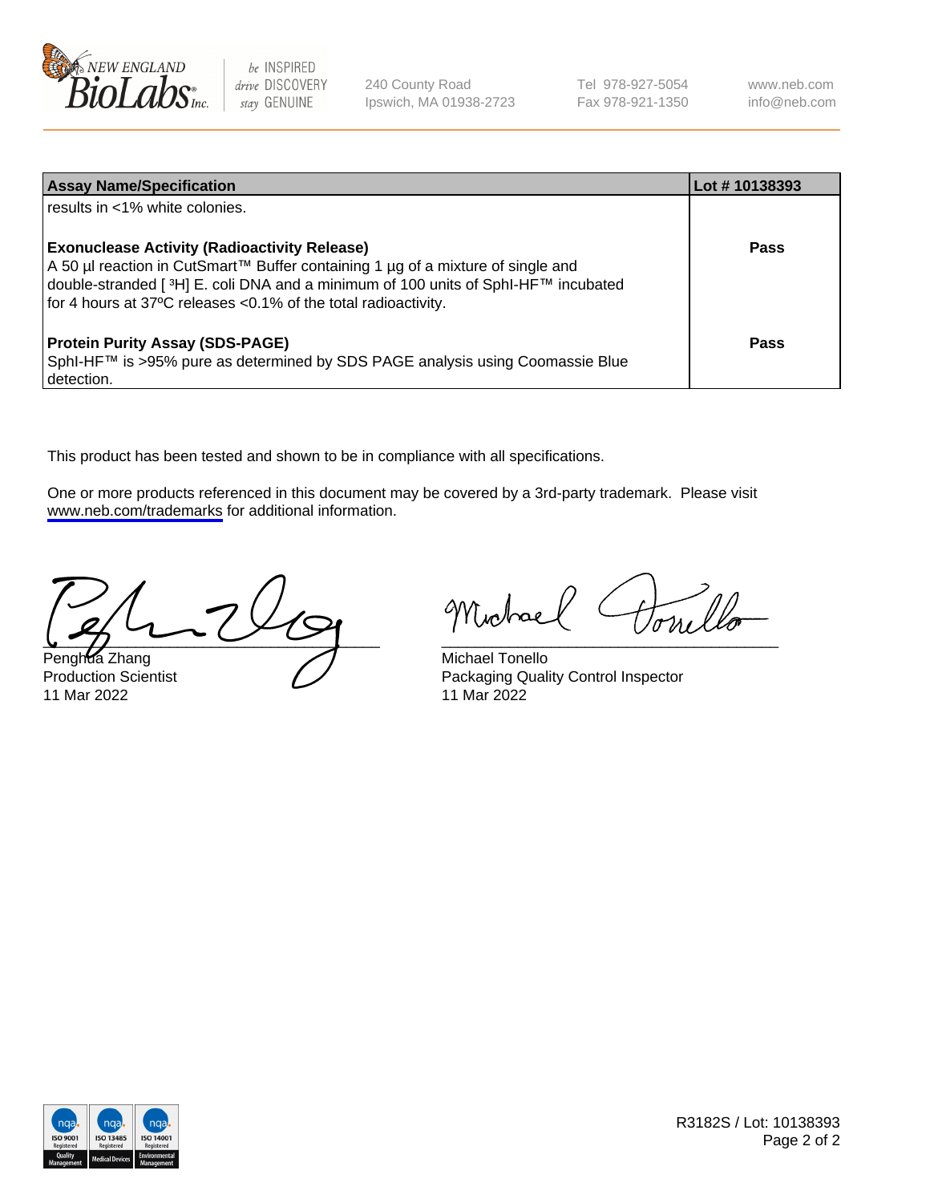| Assay Name/Specification | Lot # 10138393 |
|---|---|
| results in <1% white colonies. | |
| **Exonuclease Activity (Radioactivity Release)**<br>A 50 µl reaction in CutSmart™ Buffer containing 1 µg of a mixture of single and double-stranded [ $^{3}$H] E. coli DNA and a minimum of 100 units of SphI-HF™ incubated for 4 hours at 37ºC releases <0.1% of the total radioactivity. | **Pass** |
| **Protein Purity Assay (SDS-PAGE)**<br>SphI-HF™ is >95% pure as determined by SDS PAGE analysis using Coomassie Blue detection. | **Pass** |

This product has been tested and shown to be in compliance with all specifications.

One or more products referenced in this document may be covered by a 3rd-party trademark. Please visit www.neb.com/trademarks for additional information.

Penghua Zhang
Production Scientist
11 Mar 2022

Michael Tonello
Packaging Quality Control Inspector
11 Mar 2022

R3182S / Lot: 10138393